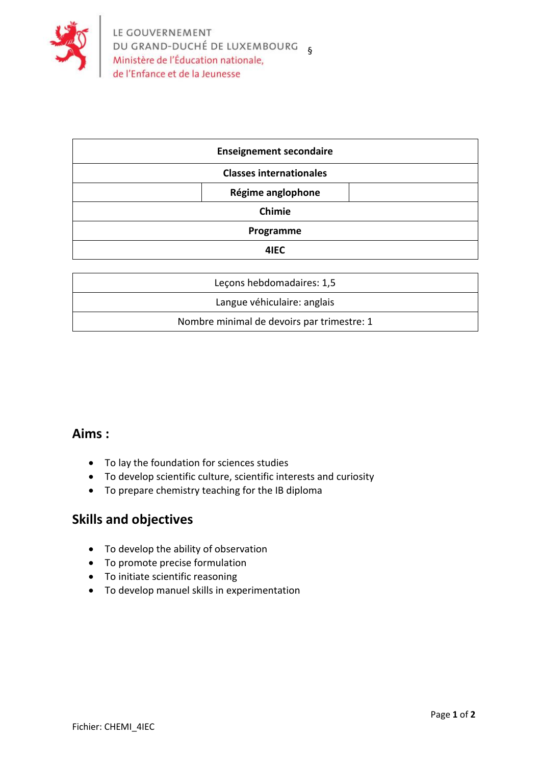LE GOUVERNEMENT
DU GRAND-DUCHÉ DE LUXEMBOURG
Ministère de l'Éducation nationale,
de l'Enfance et de la Jeunesse

§

| **Enseignement secondaire** |
|---|
| **Classes internationales** |
| **Régime anglophone** |
| **Chimie** |
| **Programme** |
| **4IEC** |

| Leçons hebdomadaires: 1,5 |
|---|
| Langue véhiculaire: anglais |
| Nombre minimal de devoirs par trimestre: 1 |

## Aims :

- To lay the foundation for sciences studies
- To develop scientific culture, scientific interests and curiosity
- To prepare chemistry teaching for the IB diploma

## Skills and objectives

- To develop the ability of observation
- To promote precise formulation
- To initiate scientific reasoning
- To develop manuel skills in experimentation

Fichier: CHEMI_4IEC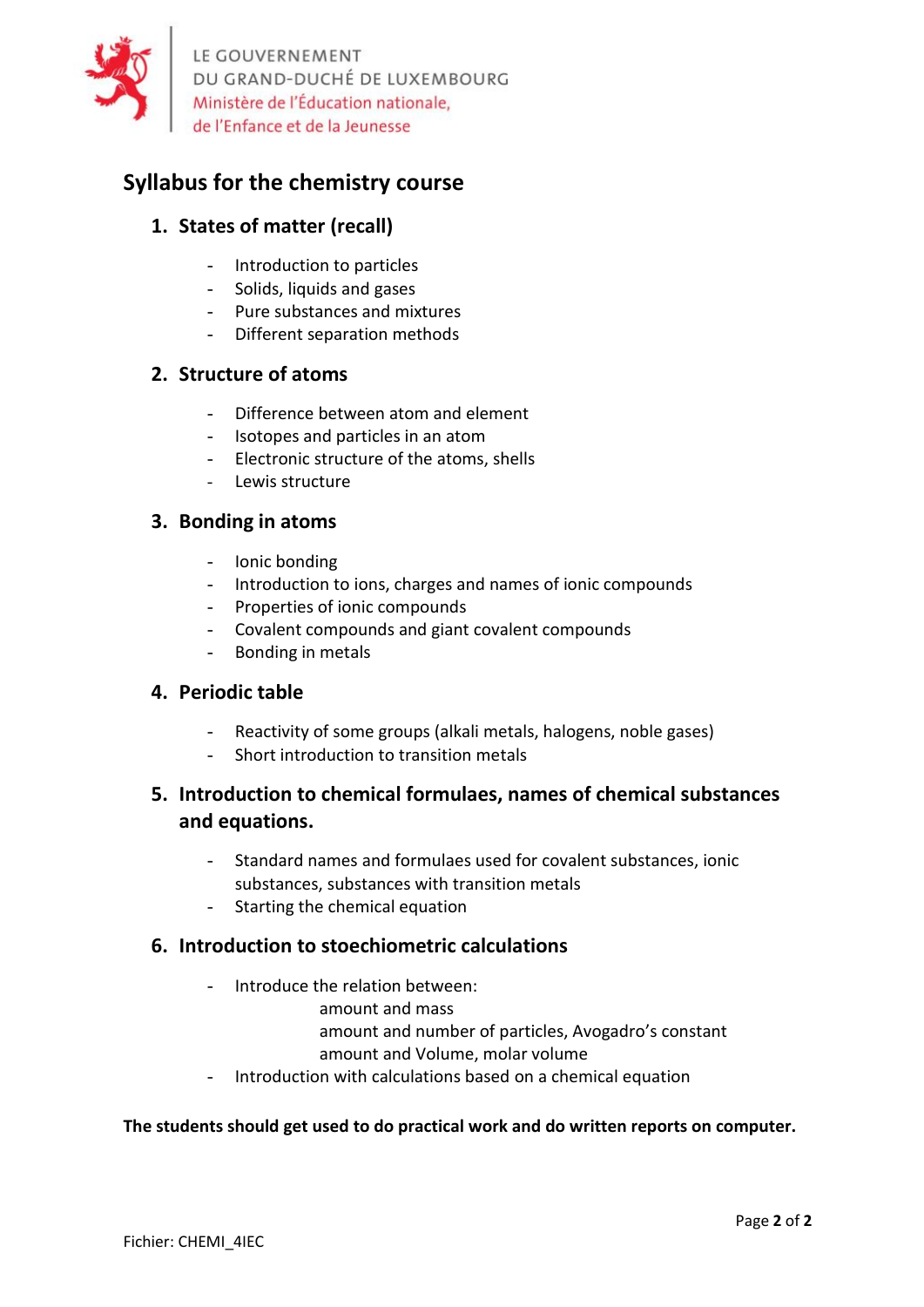LE GOUVERNEMENT
DU GRAND-DUCHÉ DE LUXEMBOURG
Ministère de l'Éducation nationale,
de l'Enfance et de la Jeunesse

# Syllabus for the chemistry course

## 1. States of matter (recall)

- Introduction to particles
- Solids, liquids and gases
- Pure substances and mixtures
- Different separation methods

## 2. Structure of atoms

- Difference between atom and element
- Isotopes and particles in an atom
- Electronic structure of the atoms, shells
- Lewis structure

## 3. Bonding in atoms

- Ionic bonding
- Introduction to ions, charges and names of ionic compounds
- Properties of ionic compounds
- Covalent compounds and giant covalent compounds
- Bonding in metals

## 4. Periodic table

- Reactivity of some groups (alkali metals, halogens, noble gases)
- Short introduction to transition metals

## 5. Introduction to chemical formulaes, names of chemical substances and equations.

- Standard names and formulaes used for covalent substances, ionic substances, substances with transition metals
- Starting the chemical equation

## 6. Introduction to stoechiometric calculations

- Introduce the relation between:
  - amount and mass
  - amount and number of particles, Avogadro's constant
  - amount and Volume, molar volume
- Introduction with calculations based on a chemical equation

**The students should get used to do practical work and do written reports on computer.**

Fichier: CHEMI_4IEC